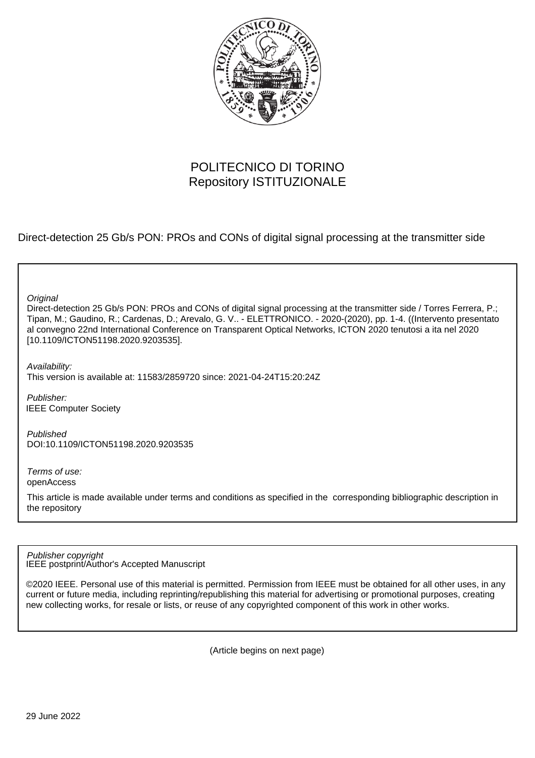POLITECNICO DI TORINO
Repository ISTITUZIONALE

Direct-detection 25 Gb/s PON: PROs and CONs of digital signal processing at the transmitter side

*Original*
Direct-detection 25 Gb/s PON: PROs and CONs of digital signal processing at the transmitter side / Torres Ferrera, P.; Tipan, M.; Gaudino, R.; Cardenas, D.; Arevalo, G. V.. - ELETTRONICO. - 2020-(2020), pp. 1-4. ((Intervento presentato al convegno 22nd International Conference on Transparent Optical Networks, ICTON 2020 tenutosi a ita nel 2020 [10.1109/ICTON51198.2020.9203535].

*Availability:*
This version is available at: 11583/2859720 since: 2021-04-24T15:20:24Z

*Publisher:*
IEEE Computer Society

*Published*
DOI:10.1109/ICTON51198.2020.9203535

*Terms of use:*
openAccess

This article is made available under terms and conditions as specified in the corresponding bibliographic description in the repository

*Publisher copyright*
IEEE postprint/Author's Accepted Manuscript

©2020 IEEE. Personal use of this material is permitted. Permission from IEEE must be obtained for all other uses, in any current or future media, including reprinting/republishing this material for advertising or promotional purposes, creating new collecting works, for resale or lists, or reuse of any copyrighted component of this work in other works.

(Article begins on next page)

29 June 2022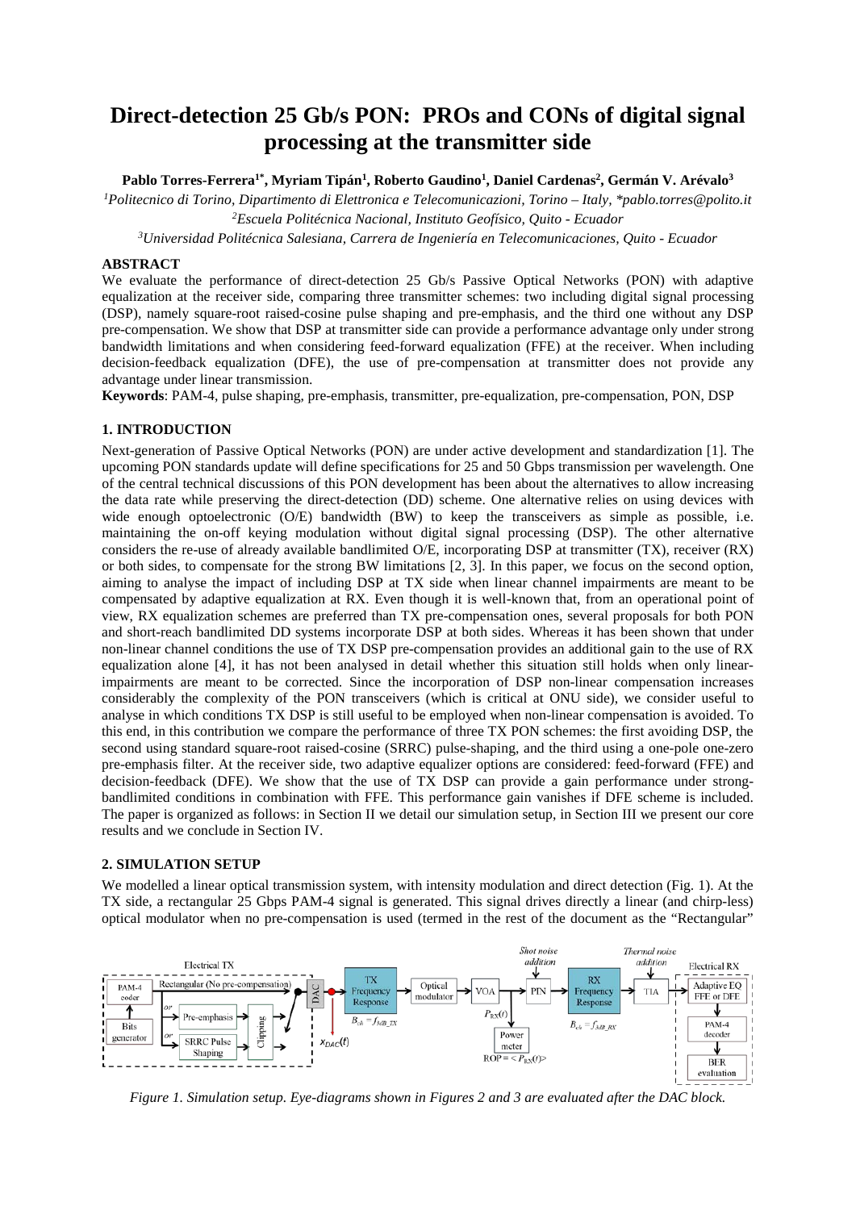# Direct-detection 25 Gb/s PON: PROs and CONs of digital signal processing at the transmitter side

**Pablo Torres-Ferrera[1*], Myriam Tipán[1], Roberto Gaudino[1], Daniel Cardenas[2], Germán V. Arévalo[3]**

[1]*Politecnico di Torino, Dipartimento di Elettronica e Telecomunicazioni, Torino – Italy, *pablo.torres@polito.it*

[2]*Escuela Politécnica Nacional, Instituto Geofísico, Quito - Ecuador*

[3]*Universidad Politécnica Salesiana, Carrera de Ingeniería en Telecomunicaciones, Quito - Ecuador*

## ABSTRACT

We evaluate the performance of direct-detection 25 Gb/s Passive Optical Networks (PON) with adaptive equalization at the receiver side, comparing three transmitter schemes: two including digital signal processing (DSP), namely square-root raised-cosine pulse shaping and pre-emphasis, and the third one without any DSP pre-compensation. We show that DSP at transmitter side can provide a performance advantage only under strong bandwidth limitations and when considering feed-forward equalization (FFE) at the receiver. When including decision-feedback equalization (DFE), the use of pre-compensation at transmitter does not provide any advantage under linear transmission.

**Keywords**: PAM-4, pulse shaping, pre-emphasis, transmitter, pre-equalization, pre-compensation, PON, DSP

## 1. INTRODUCTION

Next-generation of Passive Optical Networks (PON) are under active development and standardization [1]. The upcoming PON standards update will define specifications for 25 and 50 Gbps transmission per wavelength. One of the central technical discussions of this PON development has been about the alternatives to allow increasing the data rate while preserving the direct-detection (DD) scheme. One alternative relies on using devices with wide enough optoelectronic (O/E) bandwidth (BW) to keep the transceivers as simple as possible, i.e. maintaining the on-off keying modulation without digital signal processing (DSP). The other alternative considers the re-use of already available bandlimited O/E, incorporating DSP at transmitter (TX), receiver (RX) or both sides, to compensate for the strong BW limitations [2, 3]. In this paper, we focus on the second option, aiming to analyse the impact of including DSP at TX side when linear channel impairments are meant to be compensated by adaptive equalization at RX. Even though it is well-known that, from an operational point of view, RX equalization schemes are preferred than TX pre-compensation ones, several proposals for both PON and short-reach bandlimited DD systems incorporate DSP at both sides. Whereas it has been shown that under non-linear channel conditions the use of TX DSP pre-compensation provides an additional gain to the use of RX equalization alone [4], it has not been analysed in detail whether this situation still holds when only linear-impairments are meant to be corrected. Since the incorporation of DSP non-linear compensation increases considerably the complexity of the PON transceivers (which is critical at ONU side), we consider useful to analyse in which conditions TX DSP is still useful to be employed when non-linear compensation is avoided. To this end, in this contribution we compare the performance of three TX PON schemes: the first avoiding DSP, the second using standard square-root raised-cosine (SRRC) pulse-shaping, and the third using a one-pole one-zero pre-emphasis filter. At the receiver side, two adaptive equalizer options are considered: feed-forward (FFE) and decision-feedback (DFE). We show that the use of TX DSP can provide a gain performance under strong-bandlimited conditions in combination with FFE. This performance gain vanishes if DFE scheme is included. The paper is organized as follows: in Section II we detail our simulation setup, in Section III we present our core results and we conclude in Section IV.

## 2. SIMULATION SETUP

We modelled a linear optical transmission system, with intensity modulation and direct detection (Fig. 1). At the TX side, a rectangular 25 Gbps PAM-4 signal is generated. This signal drives directly a linear (and chirp-less) optical modulator when no pre-compensation is used (termed in the rest of the document as the "Rectangular"

Electrical TX
Bits generator
PAM-4 coder
Rectangular (No pre-compensation)
or
Pre-emphasis
or
SRRC Pulse Shaping
Clipping
DAC
$x_{DAC}(t)$
TX Frequency Response
$B_{eo} = f_{3dB\_TX}$
Optical modulator
VOA
$P_{RX}(t)$
Power meter
ROP = $<P_{RX}(t)>$
Shot noise addition
PIN
RX Frequency Response
$B_{eo} = f_{3dB\_RX}$
Thermal noise addition
TIA
Electrical RX
Adaptive EQ FFE or DFE
PAM-4 decoder
BER evaluation

*Figure 1. Simulation setup. Eye-diagrams shown in Figures 2 and 3 are evaluated after the DAC block.*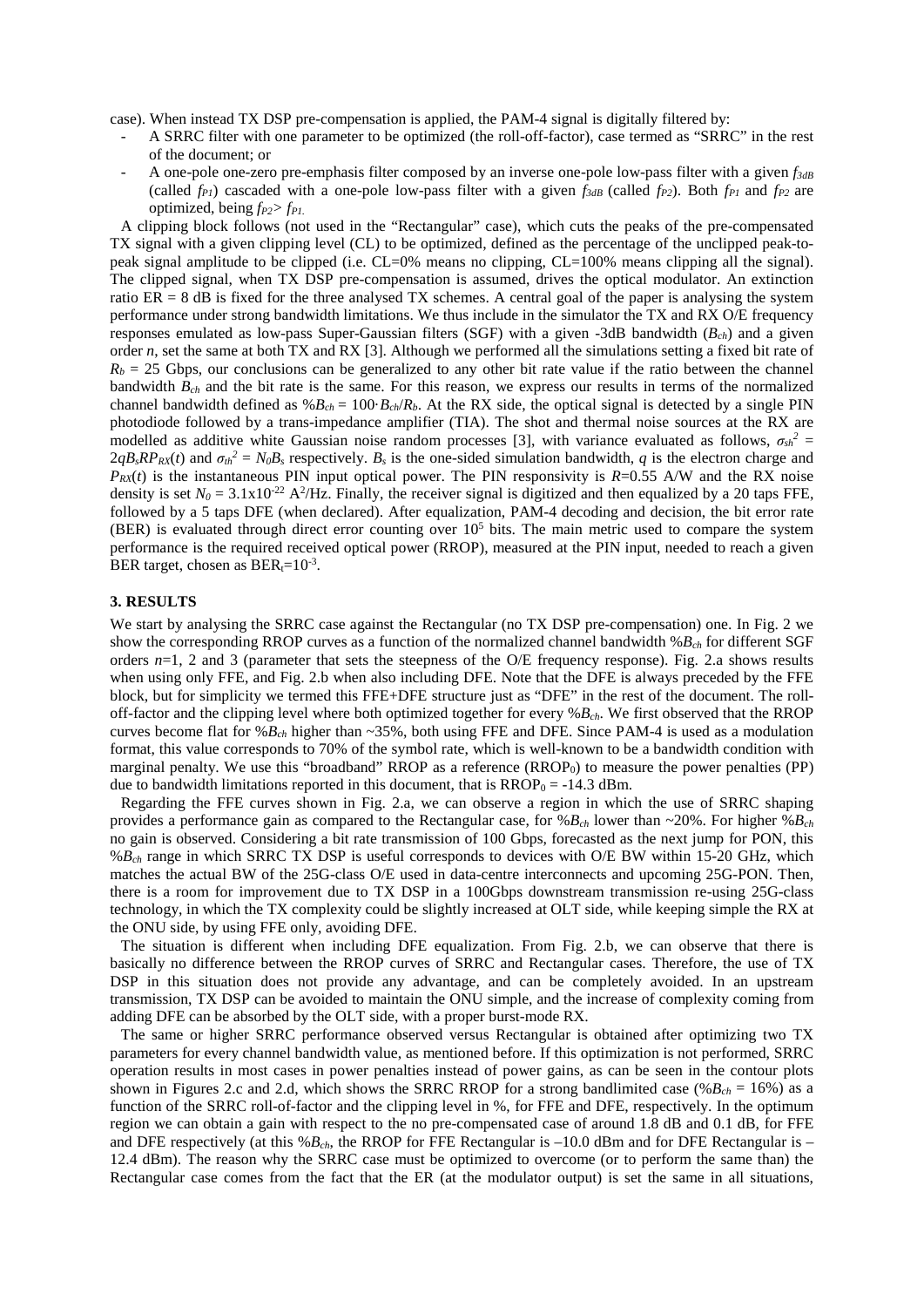case). When instead TX DSP pre-compensation is applied, the PAM-4 signal is digitally filtered by:

- A SRRC filter with one parameter to be optimized (the roll-off-factor), case termed as "SRRC" in the rest of the document; or
- A one-pole one-zero pre-emphasis filter composed by an inverse one-pole low-pass filter with a given $f_{3dB}$ (called $f_{P1}$) cascaded with a one-pole low-pass filter with a given $f_{3dB}$ (called $f_{P2}$). Both $f_{P1}$ and $f_{P2}$ are optimized, being $f_{P2} > f_{P1}$.

A clipping block follows (not used in the "Rectangular" case), which cuts the peaks of the pre-compensated TX signal with a given clipping level (CL) to be optimized, defined as the percentage of the unclipped peak-to-peak signal amplitude to be clipped (i.e. CL=0% means no clipping, CL=100% means clipping all the signal). The clipped signal, when TX DSP pre-compensation is assumed, drives the optical modulator. An extinction ratio ER = 8 dB is fixed for the three analysed TX schemes. A central goal of the paper is analysing the system performance under strong bandwidth limitations. We thus include in the simulator the TX and RX O/E frequency responses emulated as low-pass Super-Gaussian filters (SGF) with a given -3dB bandwidth ($B_{ch}$) and a given order $n$, set the same at both TX and RX [3]. Although we performed all the simulations setting a fixed bit rate of $R_b$ = 25 Gbps, our conclusions can be generalized to any other bit rate value if the ratio between the channel bandwidth $B_{ch}$ and the bit rate is the same. For this reason, we express our results in terms of the normalized channel bandwidth defined as $\%B_{ch} = 100 \cdot B_{ch}/R_b$. At the RX side, the optical signal is detected by a single PIN photodiode followed by a trans-impedance amplifier (TIA). The shot and thermal noise sources at the RX are modelled as additive white Gaussian noise random processes [3], with variance evaluated as follows, $\sigma_{sh}^2 = 2qB_sRP_{RX}(t)$ and $\sigma_{th}^2 = N_0B_s$ respectively. $B_s$ is the one-sided simulation bandwidth, $q$ is the electron charge and $P_{RX}(t)$ is the instantaneous PIN input optical power. The PIN responsivity is $R$=0.55 A/W and the RX noise density is set $N_0 = 3.1 \times 10^{-22}$ A$^2$/Hz. Finally, the receiver signal is digitized and then equalized by a 20 taps FFE, followed by a 5 taps DFE (when declared). After equalization, PAM-4 decoding and decision, the bit error rate (BER) is evaluated through direct error counting over $10^5$ bits. The main metric used to compare the system performance is the required received optical power (RROP), measured at the PIN input, needed to reach a given BER target, chosen as $BER_t = 10^{-3}$.

## 3. RESULTS

We start by analysing the SRRC case against the Rectangular (no TX DSP pre-compensation) one. In Fig. 2 we show the corresponding RROP curves as a function of the normalized channel bandwidth $\%B_{ch}$ for different SGF orders $n$=1, 2 and 3 (parameter that sets the steepness of the O/E frequency response). Fig. 2.a shows results when using only FFE, and Fig. 2.b when also including DFE. Note that the DFE is always preceded by the FFE block, but for simplicity we termed this FFE+DFE structure just as "DFE" in the rest of the document. The roll-off-factor and the clipping level were both optimized together for every $\%B_{ch}$. We first observed that the RROP curves become flat for $\%B_{ch}$ higher than ~35%, both using FFE and DFE. Since PAM-4 is used as a modulation format, this value corresponds to 70% of the symbol rate, which is well-known to be a bandwidth condition with marginal penalty. We use this "broadband" RROP as a reference ($RROP_0$) to measure the power penalties (PP) due to bandwidth limitations reported in this document, that is $RROP_0$ = -14.3 dBm.

Regarding the FFE curves shown in Fig. 2.a, we can observe a region in which the use of SRRC shaping provides a performance gain as compared to the Rectangular case, for $\%B_{ch}$ lower than ~20%. For higher $\%B_{ch}$ no gain is observed. Considering a bit rate transmission of 100 Gbps, forecasted as the next jump for PON, this $\%B_{ch}$ range in which SRRC TX DSP is useful corresponds to devices with O/E BW within 15-20 GHz, which matches the actual BW of the 25G-class O/E used in data-centre interconnects and upcoming 25G-PON. Then, there is a room for improvement due to TX DSP in a 100Gbps downstream transmission re-using 25G-class technology, in which the TX complexity could be slightly increased at OLT side, while keeping simple the RX at the ONU side, by using FFE only, avoiding DFE.

The situation is different when including DFE equalization. From Fig. 2.b, we can observe that there is basically no difference between the RROP curves of SRRC and Rectangular cases. Therefore, the use of TX DSP in this situation does not provide any advantage, and can be completely avoided. In an upstream transmission, TX DSP can be avoided to maintain the ONU simple, and the increase of complexity coming from adding DFE can be absorbed by the OLT side, with a proper burst-mode RX.

The same or higher SRRC performance observed versus Rectangular is obtained after optimizing two TX parameters for every channel bandwidth value, as mentioned before. If this optimization is not performed, SRRC operation results in most cases in power penalties instead of power gains, as can be seen in the contour plots shown in Figures 2.c and 2.d, which shows the SRRC RROP for a strong bandlimited case ($\%B_{ch}$ = 16%) as a function of the SRRC roll-of-factor and the clipping level in %, for FFE and DFE, respectively. In the optimum region we can obtain a gain with respect to the no pre-compensated case of around 1.8 dB and 0.1 dB, for FFE and DFE respectively (at this $\%B_{ch}$, the RROP for FFE Rectangular is –10.0 dBm and for DFE Rectangular is –12.4 dBm). The reason why the SRRC case must be optimized to overcome (or to perform the same than) the Rectangular case comes from the fact that the ER (at the modulator output) is set the same in all situations,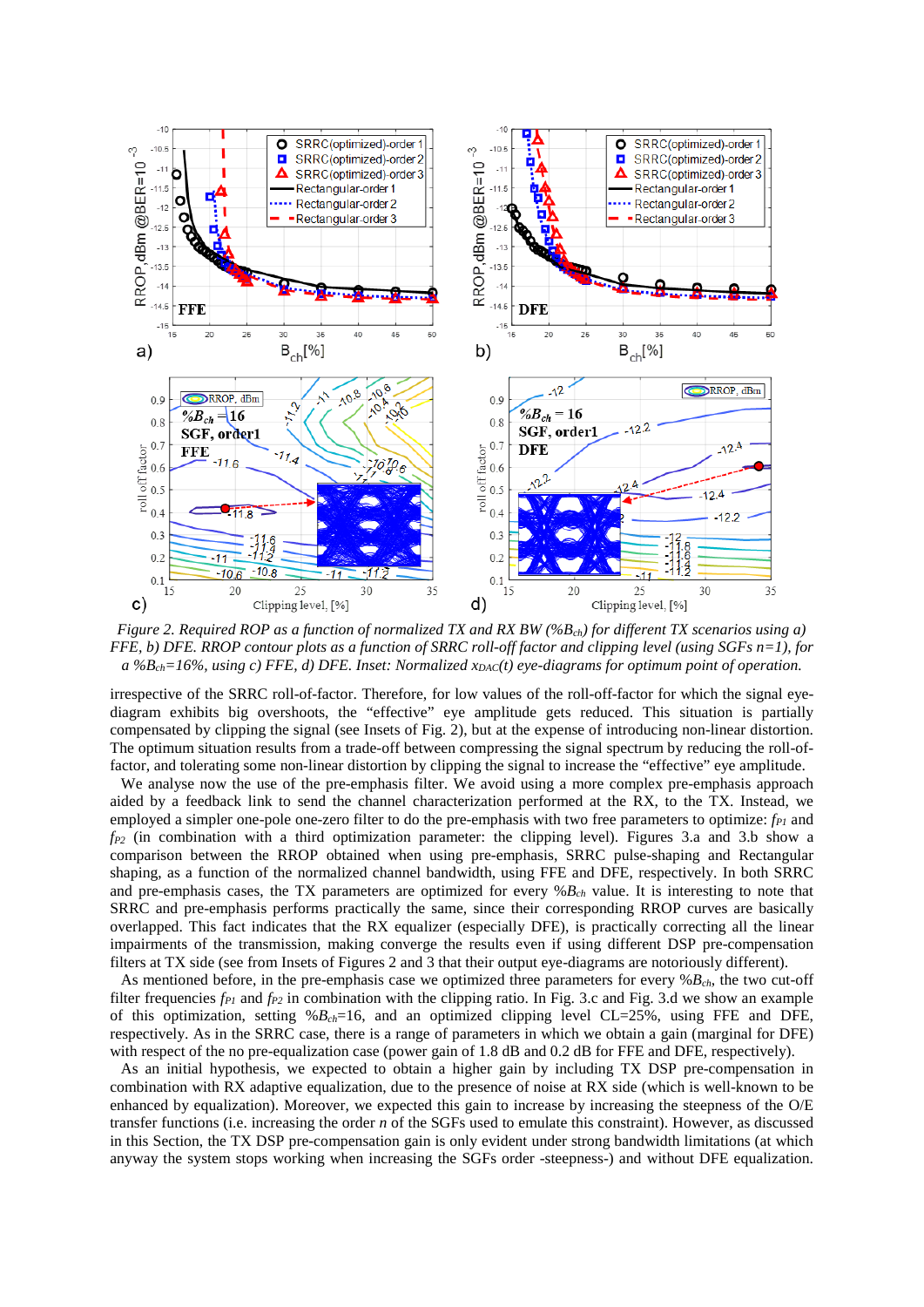*Figure 2. Required ROP as a function of normalized TX and RX BW (%$B_{ch}$) for different TX scenarios using a) FFE, b) DFE. RROP contour plots as a function of SRRC roll-off factor and clipping level (using SGFs n=1), for a %$B_{ch}$=16%, using c) FFE, d) DFE. Inset: Normalized $x_{DAC}(t)$ eye-diagrams for optimum point of operation.*

irrespective of the SRRC roll-of-factor. Therefore, for low values of the roll-off-factor for which the signal eye-diagram exhibits big overshoots, the "effective" eye amplitude gets reduced. This situation is partially compensated by clipping the signal (see Insets of Fig. 2), but at the expense of introducing non-linear distortion. The optimum situation results from a trade-off between compressing the signal spectrum by reducing the roll-of-factor, and tolerating some non-linear distortion by clipping the signal to increase the "effective" eye amplitude.

We analyse now the use of the pre-emphasis filter. We avoid using a more complex pre-emphasis approach aided by a feedback link to send the channel characterization performed at the RX, to the TX. Instead, we employed a simpler one-pole one-zero filter to do the pre-emphasis with two free parameters to optimize: $f_{P1}$ and $f_{P2}$ (in combination with a third optimization parameter: the clipping level). Figures 3.a and 3.b show a comparison between the RROP obtained when using pre-emphasis, SRRC pulse-shaping and Rectangular shaping, as a function of the normalized channel bandwidth, using FFE and DFE, respectively. In both SRRC and pre-emphasis cases, the TX parameters are optimized for every %$B_{ch}$ value. It is interesting to note that SRRC and pre-emphasis performs practically the same, since their corresponding RROP curves are basically overlapped. This fact indicates that the RX equalizer (especially DFE), is practically correcting all the linear impairments of the transmission, making converge the results even if using different DSP pre-compensation filters at TX side (see from Insets of Figures 2 and 3 that their output eye-diagrams are notoriously different).

As mentioned before, in the pre-emphasis case we optimized three parameters for every %$B_{ch}$, the two cut-off filter frequencies $f_{P1}$ and $f_{P2}$ in combination with the clipping ratio. In Fig. 3.c and Fig. 3.d we show an example of this optimization, setting %$B_{ch}$=16, and an optimized clipping level CL=25%, using FFE and DFE, respectively. As in the SRRC case, there is a range of parameters in which we obtain a gain (marginal for DFE) with respect of the no pre-equalization case (power gain of 1.8 dB and 0.2 dB for FFE and DFE, respectively).

As an initial hypothesis, we expected to obtain a higher gain by including TX DSP pre-compensation in combination with RX adaptive equalization, due to the presence of noise at RX side (which is well-known to be enhanced by equalization). Moreover, we expected this gain to increase by increasing the steepness of the O/E transfer functions (i.e. increasing the order *n* of the SGFs used to emulate this constraint). However, as discussed in this Section, the TX DSP pre-compensation gain is only evident under strong bandwidth limitations (at which anyway the system stops working when increasing the SGFs order -steepness-) and without DFE equalization.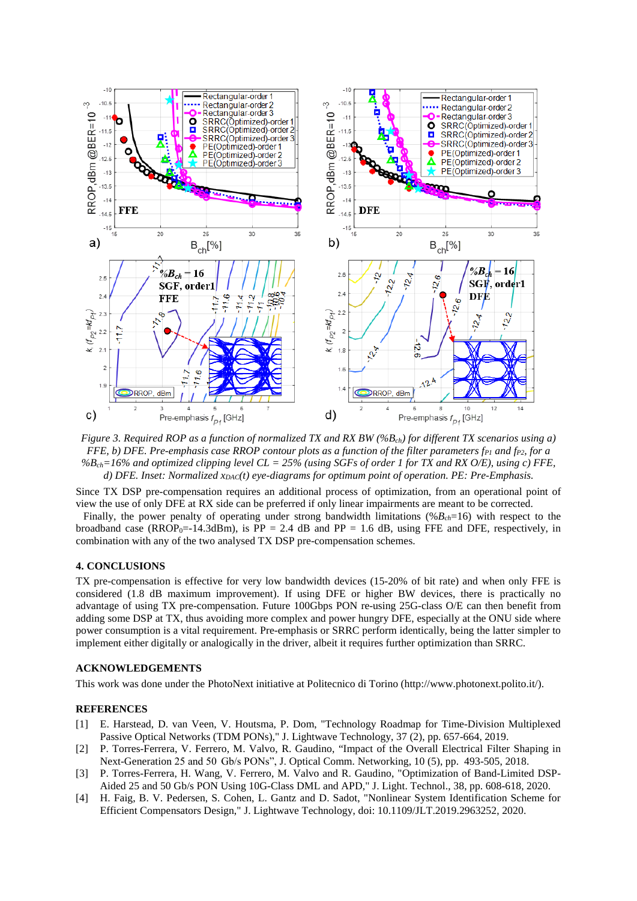*Figure 3. Required ROP as a function of normalized TX and RX BW (%$B_{ch}$) for different TX scenarios using a) FFE, b) DFE. Pre-emphasis case RROP contour plots as a function of the filter parameters $f_{P1}$ and $f_{P2}$, for a %$B_{ch}$=16% and optimized clipping level CL = 25% (using SGFs of order 1 for TX and RX O/E), using c) FFE, d) DFE. Inset: Normalized $x_{DAC}(t)$ eye-diagrams for optimum point of operation. PE: Pre-Emphasis.*

Since TX DSP pre-compensation requires an additional process of optimization, from an operational point of view the use of only DFE at RX side can be preferred if only linear impairments are meant to be corrected.

Finally, the power penalty of operating under strong bandwidth limitations (%$B_{ch}$=16) with respect to the broadband case ($RROP_0$=-14.3dBm), is PP = 2.4 dB and PP = 1.6 dB, using FFE and DFE, respectively, in combination with any of the two analysed TX DSP pre-compensation schemes.

## 4. CONCLUSIONS

TX pre-compensation is effective for very low bandwidth devices (15-20% of bit rate) and when only FFE is considered (1.8 dB maximum improvement). If using DFE or higher BW devices, there is practically no advantage of using TX pre-compensation. Future 100Gbps PON re-using 25G-class O/E can then benefit from adding some DSP at TX, thus avoiding more complex and power hungry DFE, especially at the ONU side where power consumption is a vital requirement. Pre-emphasis or SRRC perform identically, being the latter simpler to implement either digitally or analogically in the driver, albeit it requires further optimization than SRRC.

## ACKNOWLEDGEMENTS

This work was done under the PhotoNext initiative at Politecnico di Torino (http://www.photonext.polito.it/).

## REFERENCES

[1] E. Harstead, D. van Veen, V. Houtsma, P. Dom, "Technology Roadmap for Time-Division Multiplexed Passive Optical Networks (TDM PONs)," J. Lightwave Technology, 37 (2), pp. 657-664, 2019.

[2] P. Torres-Ferrera, V. Ferrero, M. Valvo, R. Gaudino, "Impact of the Overall Electrical Filter Shaping in Next-Generation 25 and 50 Gb/s PONs", J. Optical Comm. Networking, 10 (5), pp. 493-505, 2018.

[3] P. Torres-Ferrera, H. Wang, V. Ferrero, M. Valvo and R. Gaudino, "Optimization of Band-Limited DSP-Aided 25 and 50 Gb/s PON Using 10G-Class DML and APD," J. Light. Technol., 38, pp. 608-618, 2020.

[4] H. Faig, B. V. Pedersen, S. Cohen, L. Gantz and D. Sadot, "Nonlinear System Identification Scheme for Efficient Compensators Design," J. Lightwave Technology, doi: 10.1109/JLT.2019.2963252, 2020.